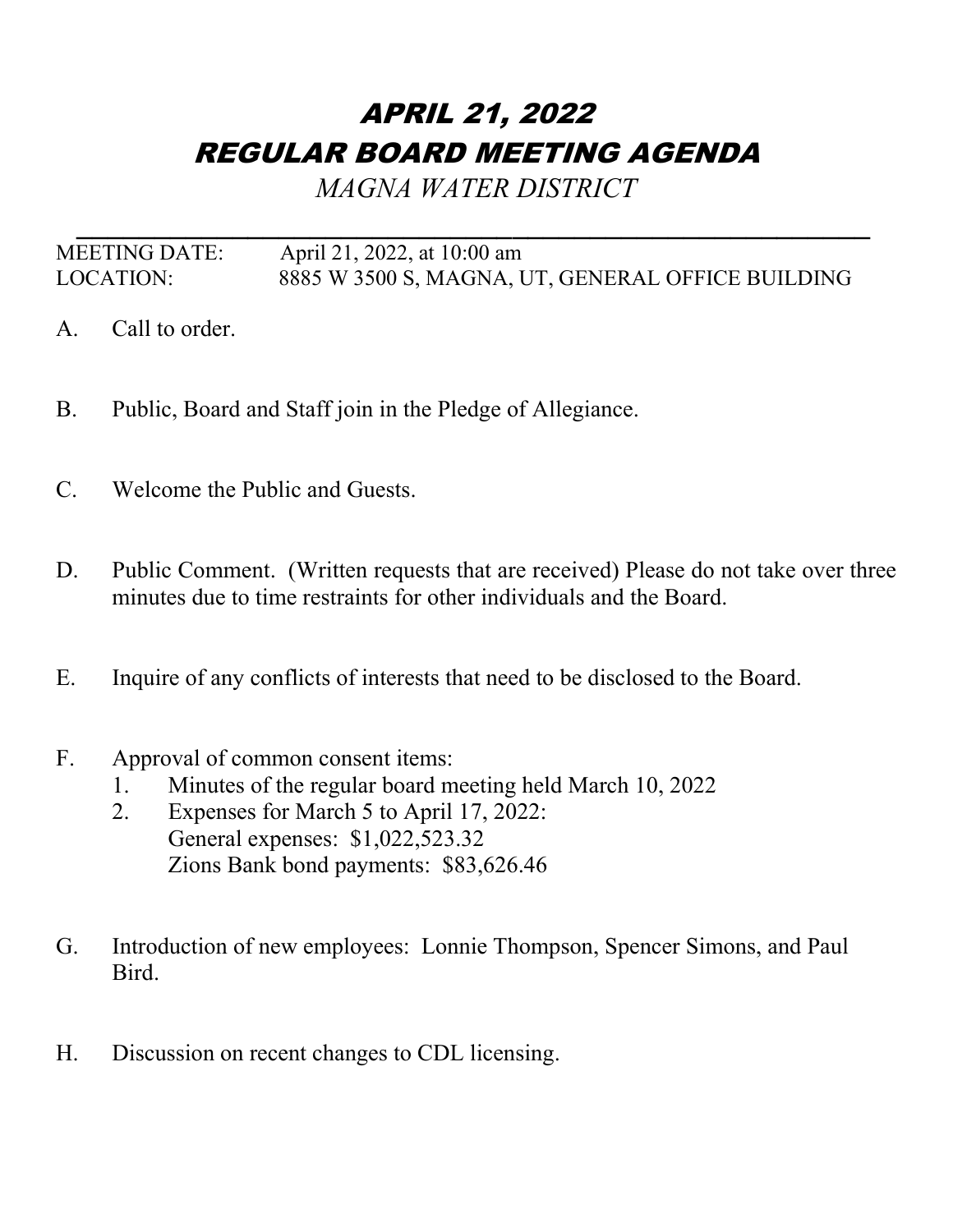# *APRIL 21, 2022*
# *REGULAR BOARD MEETING AGENDA*

*MAGNA WATER DISTRICT*

---

MEETING DATE: April 21, 2022, at 10:00 am
LOCATION: 8885 W 3500 S, MAGNA, UT, GENERAL OFFICE BUILDING

A. Call to order.

B. Public, Board and Staff join in the Pledge of Allegiance.

C. Welcome the Public and Guests.

D. Public Comment. (Written requests that are received) Please do not take over three minutes due to time restraints for other individuals and the Board.

E. Inquire of any conflicts of interests that need to be disclosed to the Board.

F. Approval of common consent items:
   1. Minutes of the regular board meeting held March 10, 2022
   2. Expenses for March 5 to April 17, 2022:
      General expenses: $1,022,523.32
      Zions Bank bond payments: $83,626.46

G. Introduction of new employees: Lonnie Thompson, Spencer Simons, and Paul Bird.

H. Discussion on recent changes to CDL licensing.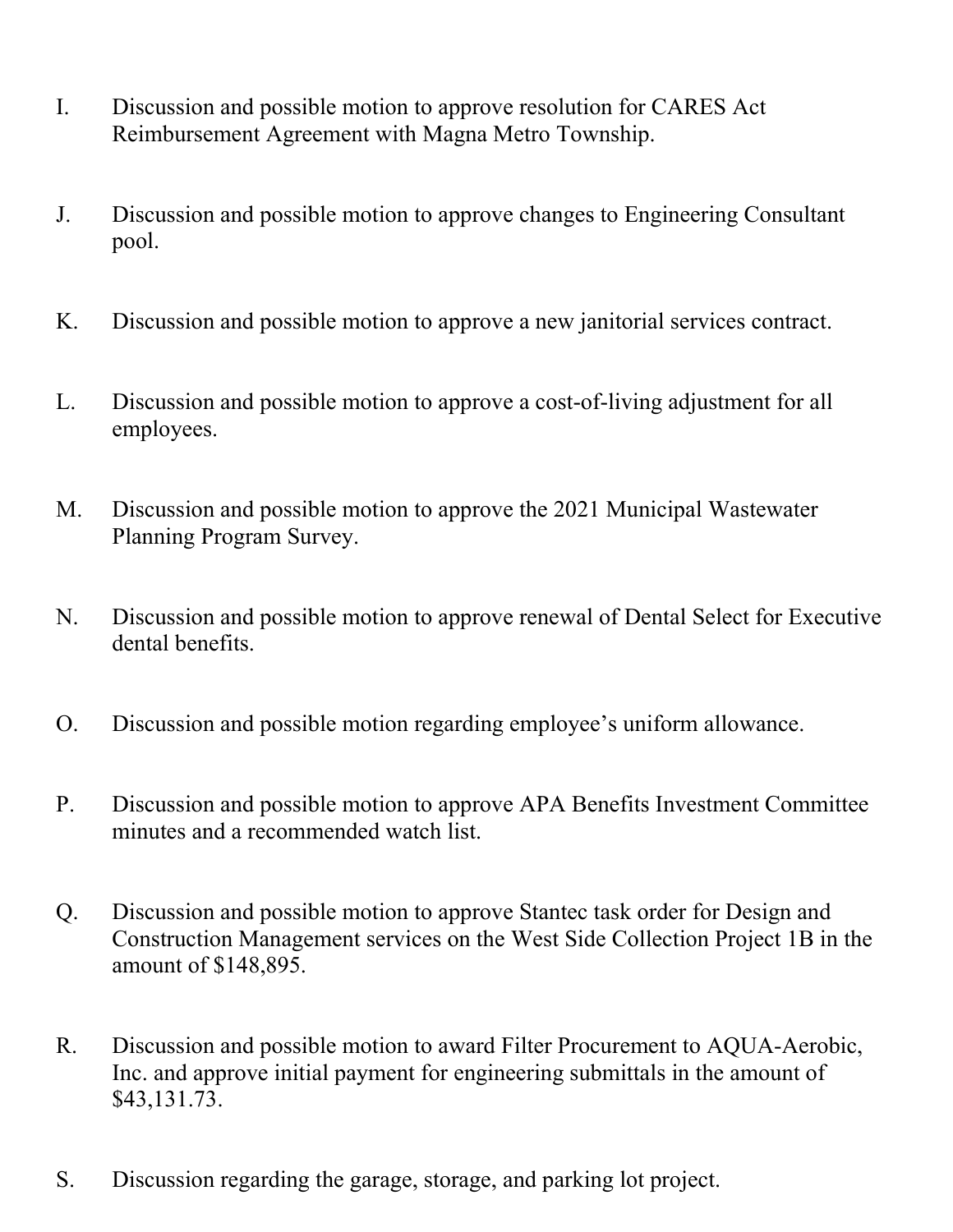I. Discussion and possible motion to approve resolution for CARES Act Reimbursement Agreement with Magna Metro Township.

J. Discussion and possible motion to approve changes to Engineering Consultant pool.

K. Discussion and possible motion to approve a new janitorial services contract.

L. Discussion and possible motion to approve a cost-of-living adjustment for all employees.

M. Discussion and possible motion to approve the 2021 Municipal Wastewater Planning Program Survey.

N. Discussion and possible motion to approve renewal of Dental Select for Executive dental benefits.

O. Discussion and possible motion regarding employee's uniform allowance.

P. Discussion and possible motion to approve APA Benefits Investment Committee minutes and a recommended watch list.

Q. Discussion and possible motion to approve Stantec task order for Design and Construction Management services on the West Side Collection Project 1B in the amount of $148,895.

R. Discussion and possible motion to award Filter Procurement to AQUA-Aerobic, Inc. and approve initial payment for engineering submittals in the amount of $43,131.73.

S. Discussion regarding the garage, storage, and parking lot project.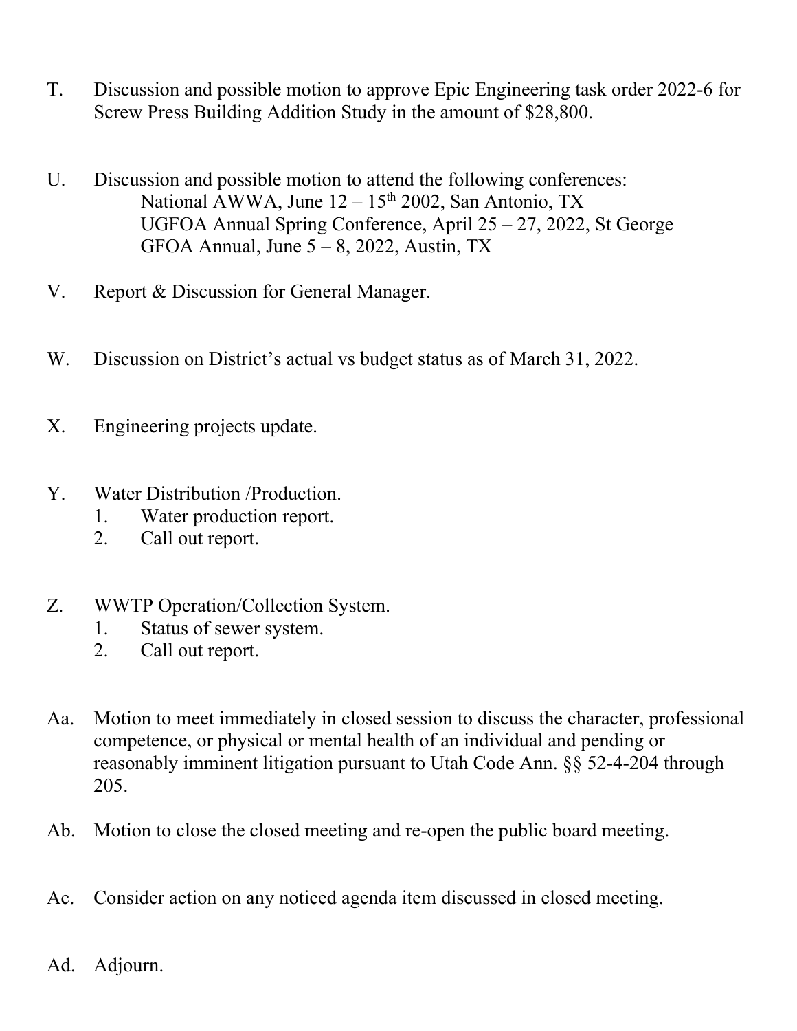T. Discussion and possible motion to approve Epic Engineering task order 2022-6 for Screw Press Building Addition Study in the amount of $28,800.

U. Discussion and possible motion to attend the following conferences:
   National AWWA, June 12 – 15th 2002, San Antonio, TX
   UGFOA Annual Spring Conference, April 25 – 27, 2022, St George
   GFOA Annual, June 5 – 8, 2022, Austin, TX

V. Report & Discussion for General Manager.

W. Discussion on District's actual vs budget status as of March 31, 2022.

X. Engineering projects update.

Y. Water Distribution /Production.
   1. Water production report.
   2. Call out report.

Z. WWTP Operation/Collection System.
   1. Status of sewer system.
   2. Call out report.

Aa. Motion to meet immediately in closed session to discuss the character, professional competence, or physical or mental health of an individual and pending or reasonably imminent litigation pursuant to Utah Code Ann. §§ 52-4-204 through 205.

Ab. Motion to close the closed meeting and re-open the public board meeting.

Ac. Consider action on any noticed agenda item discussed in closed meeting.

Ad. Adjourn.